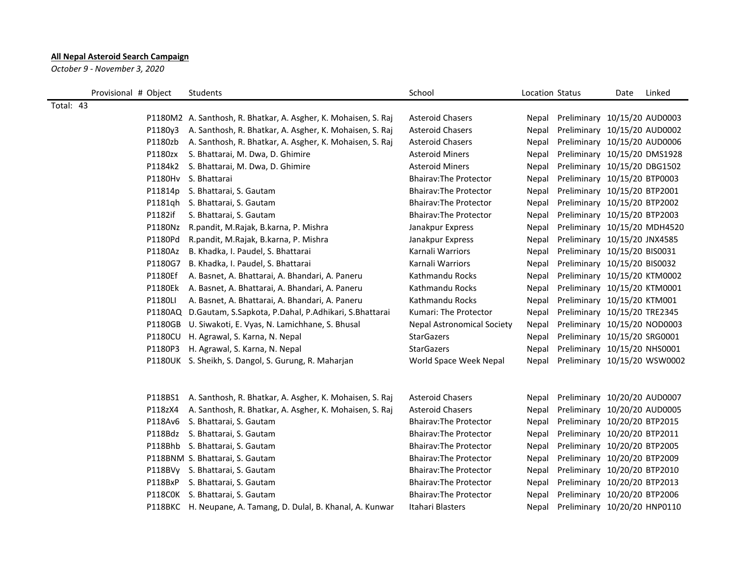**All Nepal Asteroid Search Campaign**

*October 9 - November 3, 2020*

| Provisional # | Object | Students | School | Location | Status | Date | Linked |
|---|---|---|---|---|---|---|---|
| Total: 43 | | | | | | | |
| | P1180M2 | A. Santhosh, R. Bhatkar, A. Asgher, K. Mohaisen, S. Raj | Asteroid Chasers | Nepal | Preliminary | 10/15/20 | AUD0003 |
| | P1180y3 | A. Santhosh, R. Bhatkar, A. Asgher, K. Mohaisen, S. Raj | Asteroid Chasers | Nepal | Preliminary | 10/15/20 | AUD0002 |
| | P1180zb | A. Santhosh, R. Bhatkar, A. Asgher, K. Mohaisen, S. Raj | Asteroid Chasers | Nepal | Preliminary | 10/15/20 | AUD0006 |
| | P1180zx | S. Bhattarai, M. Dwa, D. Ghimire | Asteroid Miners | Nepal | Preliminary | 10/15/20 | DMS1928 |
| | P1184k2 | S. Bhattarai, M. Dwa, D. Ghimire | Asteroid Miners | Nepal | Preliminary | 10/15/20 | DBG1502 |
| | P1180Hv | S. Bhattarai | Bhairav:The Protector | Nepal | Preliminary | 10/15/20 | BTP0003 |
| | P11814p | S. Bhattarai, S. Gautam | Bhairav:The Protector | Nepal | Preliminary | 10/15/20 | BTP2001 |
| | P1181qh | S. Bhattarai, S. Gautam | Bhairav:The Protector | Nepal | Preliminary | 10/15/20 | BTP2002 |
| | P1182if | S. Bhattarai, S. Gautam | Bhairav:The Protector | Nepal | Preliminary | 10/15/20 | BTP2003 |
| | P1180Nz | R.pandit, M.Rajak, B.karna, P. Mishra | Janakpur Express | Nepal | Preliminary | 10/15/20 | MDH4520 |
| | P1180Pd | R.pandit, M.Rajak, B.karna, P. Mishra | Janakpur Express | Nepal | Preliminary | 10/15/20 | JNX4585 |
| | P1180Az | B. Khadka, I. Paudel, S. Bhattarai | Karnali Warriors | Nepal | Preliminary | 10/15/20 | BIS0031 |
| | P1180G7 | B. Khadka, I. Paudel, S. Bhattarai | Karnali Warriors | Nepal | Preliminary | 10/15/20 | BIS0032 |
| | P1180Ef | A. Basnet, A. Bhattarai, A. Bhandari, A. Paneru | Kathmandu Rocks | Nepal | Preliminary | 10/15/20 | KTM0002 |
| | P1180Ek | A. Basnet, A. Bhattarai, A. Bhandari, A. Paneru | Kathmandu Rocks | Nepal | Preliminary | 10/15/20 | KTM0001 |
| | P1180LI | A. Basnet, A. Bhattarai, A. Bhandari, A. Paneru | Kathmandu Rocks | Nepal | Preliminary | 10/15/20 | KTM001 |
| | P1180AQ | D.Gautam, S.Sapkota, P.Dahal, P.Adhikari, S.Bhattarai | Kumari: The Protector | Nepal | Preliminary | 10/15/20 | TRE2345 |
| | P1180GB | U. Siwakoti, E. Vyas, N. Lamichhane, S. Bhusal | Nepal Astronomical Society | Nepal | Preliminary | 10/15/20 | NOD0003 |
| | P1180CU | H. Agrawal, S. Karna, N. Nepal | StarGazers | Nepal | Preliminary | 10/15/20 | SRG0001 |
| | P1180P3 | H. Agrawal, S. Karna, N. Nepal | StarGazers | Nepal | Preliminary | 10/15/20 | NHS0001 |
| | P1180UK | S. Sheikh, S. Dangol, S. Gurung, R. Maharjan | World Space Week Nepal | Nepal | Preliminary | 10/15/20 | WSW0002 |
| | | | | | | | |
| | P118BS1 | A. Santhosh, R. Bhatkar, A. Asgher, K. Mohaisen, S. Raj | Asteroid Chasers | Nepal | Preliminary | 10/20/20 | AUD0007 |
| | P118zX4 | A. Santhosh, R. Bhatkar, A. Asgher, K. Mohaisen, S. Raj | Asteroid Chasers | Nepal | Preliminary | 10/20/20 | AUD0005 |
| | P118Av6 | S. Bhattarai, S. Gautam | Bhairav:The Protector | Nepal | Preliminary | 10/20/20 | BTP2015 |
| | P118Bdz | S. Bhattarai, S. Gautam | Bhairav:The Protector | Nepal | Preliminary | 10/20/20 | BTP2011 |
| | P118Bhb | S. Bhattarai, S. Gautam | Bhairav:The Protector | Nepal | Preliminary | 10/20/20 | BTP2005 |
| | P118BNM | S. Bhattarai, S. Gautam | Bhairav:The Protector | Nepal | Preliminary | 10/20/20 | BTP2009 |
| | P118BVy | S. Bhattarai, S. Gautam | Bhairav:The Protector | Nepal | Preliminary | 10/20/20 | BTP2010 |
| | P118BxP | S. Bhattarai, S. Gautam | Bhairav:The Protector | Nepal | Preliminary | 10/20/20 | BTP2013 |
| | P118C0K | S. Bhattarai, S. Gautam | Bhairav:The Protector | Nepal | Preliminary | 10/20/20 | BTP2006 |
| | P118BKC | H. Neupane, A. Tamang, D. Dulal, B. Khanal, A. Kunwar | Itahari Blasters | Nepal | Preliminary | 10/20/20 | HNP0110 |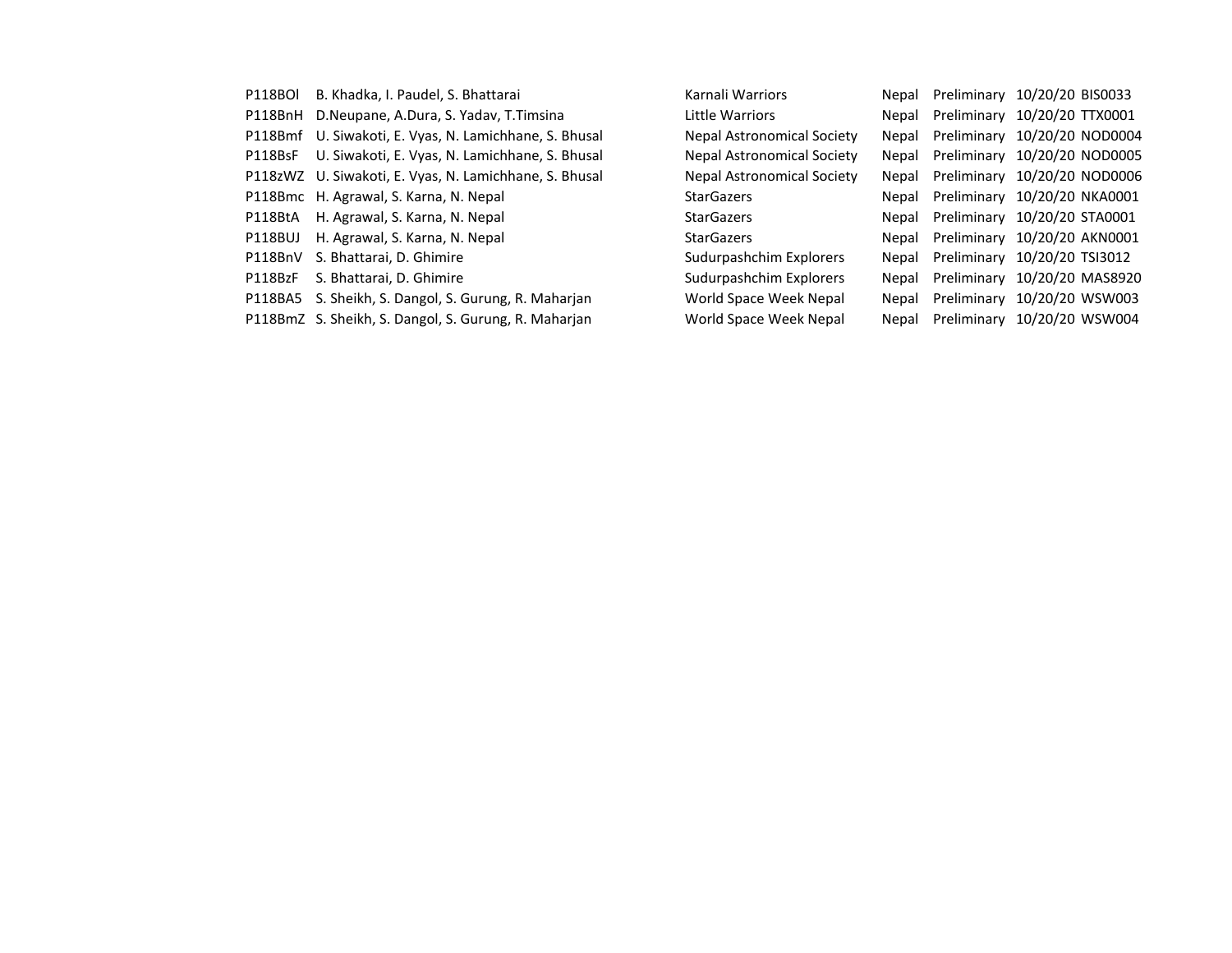| | | | | | | |
|---|---|---|---|---|---|---|
| P118BOl | B. Khadka, I. Paudel, S. Bhattarai | Karnali Warriors | Nepal | Preliminary | 10/20/20 | BIS0033 |
| P118BnH | D.Neupane, A.Dura, S. Yadav, T.Timsina | Little Warriors | Nepal | Preliminary | 10/20/20 | TTX0001 |
| P118Bmf | U. Siwakoti, E. Vyas, N. Lamichhane, S. Bhusal | Nepal Astronomical Society | Nepal | Preliminary | 10/20/20 | NOD0004 |
| P118BsF | U. Siwakoti, E. Vyas, N. Lamichhane, S. Bhusal | Nepal Astronomical Society | Nepal | Preliminary | 10/20/20 | NOD0005 |
| P118zWZ | U. Siwakoti, E. Vyas, N. Lamichhane, S. Bhusal | Nepal Astronomical Society | Nepal | Preliminary | 10/20/20 | NOD0006 |
| P118Bmc | H. Agrawal, S. Karna, N. Nepal | StarGazers | Nepal | Preliminary | 10/20/20 | NKA0001 |
| P118BtA | H. Agrawal, S. Karna, N. Nepal | StarGazers | Nepal | Preliminary | 10/20/20 | STA0001 |
| P118BUJ | H. Agrawal, S. Karna, N. Nepal | StarGazers | Nepal | Preliminary | 10/20/20 | AKN0001 |
| P118BnV | S. Bhattarai, D. Ghimire | Sudurpashchim Explorers | Nepal | Preliminary | 10/20/20 | TSI3012 |
| P118BzF | S. Bhattarai, D. Ghimire | Sudurpashchim Explorers | Nepal | Preliminary | 10/20/20 | MAS8920 |
| P118BA5 | S. Sheikh, S. Dangol, S. Gurung, R. Maharjan | World Space Week Nepal | Nepal | Preliminary | 10/20/20 | WSW003 |
| P118BmZ | S. Sheikh, S. Dangol, S. Gurung, R. Maharjan | World Space Week Nepal | Nepal | Preliminary | 10/20/20 | WSW004 |